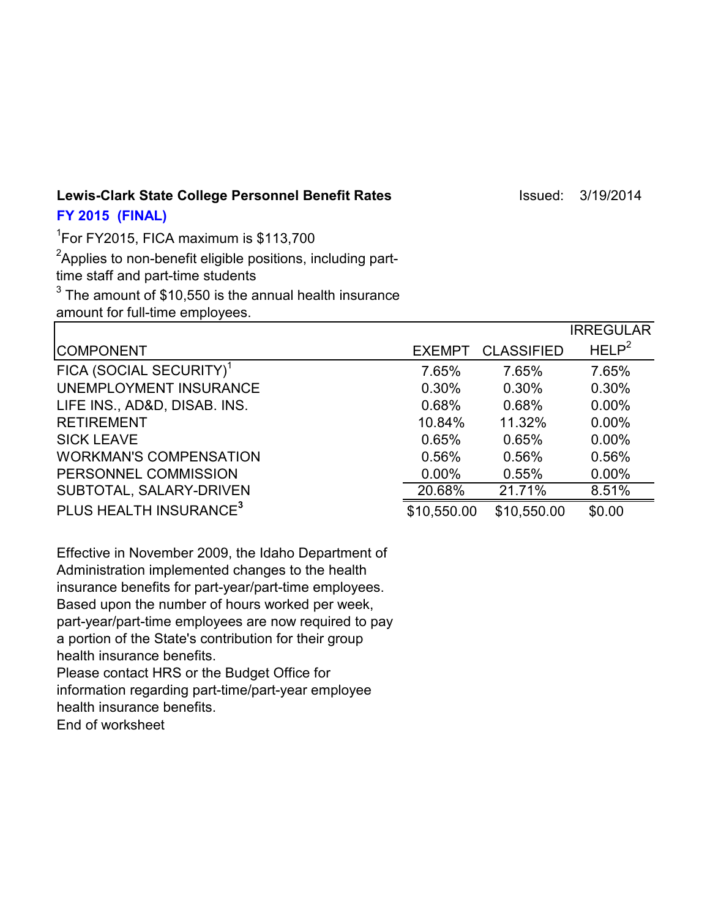**Lewis-Clark State College Personnel Benefit Rates** Issued: 3/19/2014

**FY 2015 (FINAL)**

[1]For FY2015, FICA maximum is $113,700

[2]Applies to non-benefit eligible positions, including part-time staff and part-time students

[3] The amount of $10,550 is the annual health insurance amount for full-time employees.

| COMPONENT | EXEMPT | CLASSIFIED | IRREGULAR HELP[2] |
|---|---|---|---|
| FICA (SOCIAL SECURITY)[1] | 7.65% | 7.65% | 7.65% |
| UNEMPLOYMENT INSURANCE | 0.30% | 0.30% | 0.30% |
| LIFE INS., AD&D, DISAB. INS. | 0.68% | 0.68% | 0.00% |
| RETIREMENT | 10.84% | 11.32% | 0.00% |
| SICK LEAVE | 0.65% | 0.65% | 0.00% |
| WORKMAN'S COMPENSATION | 0.56% | 0.56% | 0.56% |
| PERSONNEL COMMISSION | 0.00% | 0.55% | 0.00% |
| SUBTOTAL, SALARY-DRIVEN | 20.68% | 21.71% | 8.51% |
| PLUS HEALTH INSURANCE[3] | $10,550.00 | $10,550.00 | $0.00 |

Effective in November 2009, the Idaho Department of Administration implemented changes to the health insurance benefits for part-year/part-time employees. Based upon the number of hours worked per week, part-year/part-time employees are now required to pay a portion of the State's contribution for their group health insurance benefits.

Please contact HRS or the Budget Office for information regarding part-time/part-year employee health insurance benefits.

End of worksheet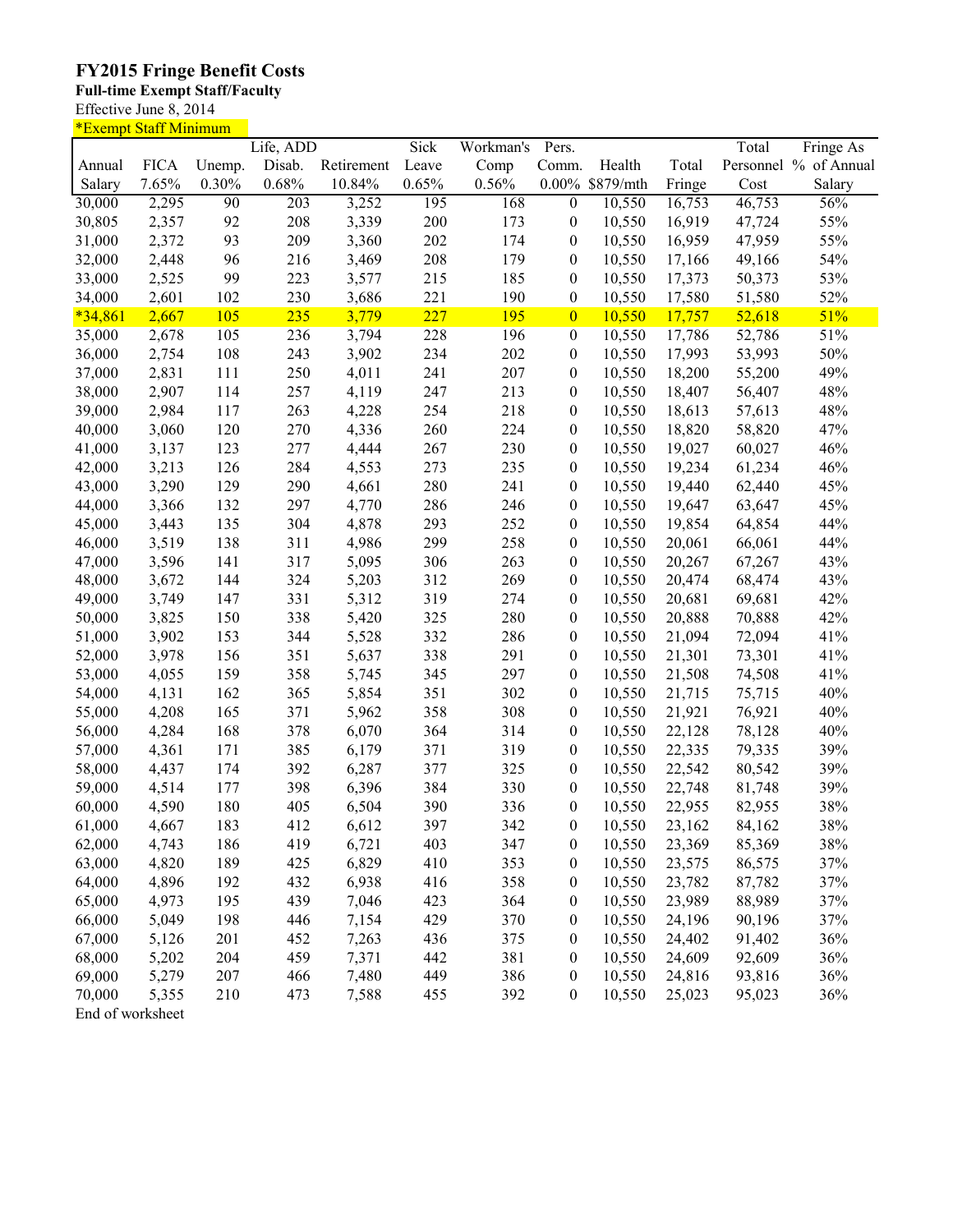# FY2015 Fringe Benefit Costs

**Full-time Exempt Staff/Faculty**

Effective June 8, 2014

*Exempt Staff Minimum

| Annual Salary | FICA 7.65% | Unemp. 0.30% | Life, ADD Disab. 0.68% | Retirement 10.84% | Sick Leave 0.65% | Workman's Comp 0.56% | Pers. Comm. 0.00% | Health $879/mth | Total Fringe | Total Personnel Cost | Fringe As % of Annual Salary |
|---|---|---|---|---|---|---|---|---|---|---|---|
| 30,000 | 2,295 | 90 | 203 | 3,252 | 195 | 168 | 0 | 10,550 | 16,753 | 46,753 | 56% |
| 30,805 | 2,357 | 92 | 208 | 3,339 | 200 | 173 | 0 | 10,550 | 16,919 | 47,724 | 55% |
| 31,000 | 2,372 | 93 | 209 | 3,360 | 202 | 174 | 0 | 10,550 | 16,959 | 47,959 | 55% |
| 32,000 | 2,448 | 96 | 216 | 3,469 | 208 | 179 | 0 | 10,550 | 17,166 | 49,166 | 54% |
| 33,000 | 2,525 | 99 | 223 | 3,577 | 215 | 185 | 0 | 10,550 | 17,373 | 50,373 | 53% |
| 34,000 | 2,601 | 102 | 230 | 3,686 | 221 | 190 | 0 | 10,550 | 17,580 | 51,580 | 52% |
| *34,861 | 2,667 | 105 | 235 | 3,779 | 227 | 195 | 0 | 10,550 | 17,757 | 52,618 | 51% |
| 35,000 | 2,678 | 105 | 236 | 3,794 | 228 | 196 | 0 | 10,550 | 17,786 | 52,786 | 51% |
| 36,000 | 2,754 | 108 | 243 | 3,902 | 234 | 202 | 0 | 10,550 | 17,993 | 53,993 | 50% |
| 37,000 | 2,831 | 111 | 250 | 4,011 | 241 | 207 | 0 | 10,550 | 18,200 | 55,200 | 49% |
| 38,000 | 2,907 | 114 | 257 | 4,119 | 247 | 213 | 0 | 10,550 | 18,407 | 56,407 | 48% |
| 39,000 | 2,984 | 117 | 263 | 4,228 | 254 | 218 | 0 | 10,550 | 18,613 | 57,613 | 48% |
| 40,000 | 3,060 | 120 | 270 | 4,336 | 260 | 224 | 0 | 10,550 | 18,820 | 58,820 | 47% |
| 41,000 | 3,137 | 123 | 277 | 4,444 | 267 | 230 | 0 | 10,550 | 19,027 | 60,027 | 46% |
| 42,000 | 3,213 | 126 | 284 | 4,553 | 273 | 235 | 0 | 10,550 | 19,234 | 61,234 | 46% |
| 43,000 | 3,290 | 129 | 290 | 4,661 | 280 | 241 | 0 | 10,550 | 19,440 | 62,440 | 45% |
| 44,000 | 3,366 | 132 | 297 | 4,770 | 286 | 246 | 0 | 10,550 | 19,647 | 63,647 | 45% |
| 45,000 | 3,443 | 135 | 304 | 4,878 | 293 | 252 | 0 | 10,550 | 19,854 | 64,854 | 44% |
| 46,000 | 3,519 | 138 | 311 | 4,986 | 299 | 258 | 0 | 10,550 | 20,061 | 66,061 | 44% |
| 47,000 | 3,596 | 141 | 317 | 5,095 | 306 | 263 | 0 | 10,550 | 20,267 | 67,267 | 43% |
| 48,000 | 3,672 | 144 | 324 | 5,203 | 312 | 269 | 0 | 10,550 | 20,474 | 68,474 | 43% |
| 49,000 | 3,749 | 147 | 331 | 5,312 | 319 | 274 | 0 | 10,550 | 20,681 | 69,681 | 42% |
| 50,000 | 3,825 | 150 | 338 | 5,420 | 325 | 280 | 0 | 10,550 | 20,888 | 70,888 | 42% |
| 51,000 | 3,902 | 153 | 344 | 5,528 | 332 | 286 | 0 | 10,550 | 21,094 | 72,094 | 41% |
| 52,000 | 3,978 | 156 | 351 | 5,637 | 338 | 291 | 0 | 10,550 | 21,301 | 73,301 | 41% |
| 53,000 | 4,055 | 159 | 358 | 5,745 | 345 | 297 | 0 | 10,550 | 21,508 | 74,508 | 41% |
| 54,000 | 4,131 | 162 | 365 | 5,854 | 351 | 302 | 0 | 10,550 | 21,715 | 75,715 | 40% |
| 55,000 | 4,208 | 165 | 371 | 5,962 | 358 | 308 | 0 | 10,550 | 21,921 | 76,921 | 40% |
| 56,000 | 4,284 | 168 | 378 | 6,070 | 364 | 314 | 0 | 10,550 | 22,128 | 78,128 | 40% |
| 57,000 | 4,361 | 171 | 385 | 6,179 | 371 | 319 | 0 | 10,550 | 22,335 | 79,335 | 39% |
| 58,000 | 4,437 | 174 | 392 | 6,287 | 377 | 325 | 0 | 10,550 | 22,542 | 80,542 | 39% |
| 59,000 | 4,514 | 177 | 398 | 6,396 | 384 | 330 | 0 | 10,550 | 22,748 | 81,748 | 39% |
| 60,000 | 4,590 | 180 | 405 | 6,504 | 390 | 336 | 0 | 10,550 | 22,955 | 82,955 | 38% |
| 61,000 | 4,667 | 183 | 412 | 6,612 | 397 | 342 | 0 | 10,550 | 23,162 | 84,162 | 38% |
| 62,000 | 4,743 | 186 | 419 | 6,721 | 403 | 347 | 0 | 10,550 | 23,369 | 85,369 | 38% |
| 63,000 | 4,820 | 189 | 425 | 6,829 | 410 | 353 | 0 | 10,550 | 23,575 | 86,575 | 37% |
| 64,000 | 4,896 | 192 | 432 | 6,938 | 416 | 358 | 0 | 10,550 | 23,782 | 87,782 | 37% |
| 65,000 | 4,973 | 195 | 439 | 7,046 | 423 | 364 | 0 | 10,550 | 23,989 | 88,989 | 37% |
| 66,000 | 5,049 | 198 | 446 | 7,154 | 429 | 370 | 0 | 10,550 | 24,196 | 90,196 | 37% |
| 67,000 | 5,126 | 201 | 452 | 7,263 | 436 | 375 | 0 | 10,550 | 24,402 | 91,402 | 36% |
| 68,000 | 5,202 | 204 | 459 | 7,371 | 442 | 381 | 0 | 10,550 | 24,609 | 92,609 | 36% |
| 69,000 | 5,279 | 207 | 466 | 7,480 | 449 | 386 | 0 | 10,550 | 24,816 | 93,816 | 36% |
| 70,000 | 5,355 | 210 | 473 | 7,588 | 455 | 392 | 0 | 10,550 | 25,023 | 95,023 | 36% |

End of worksheet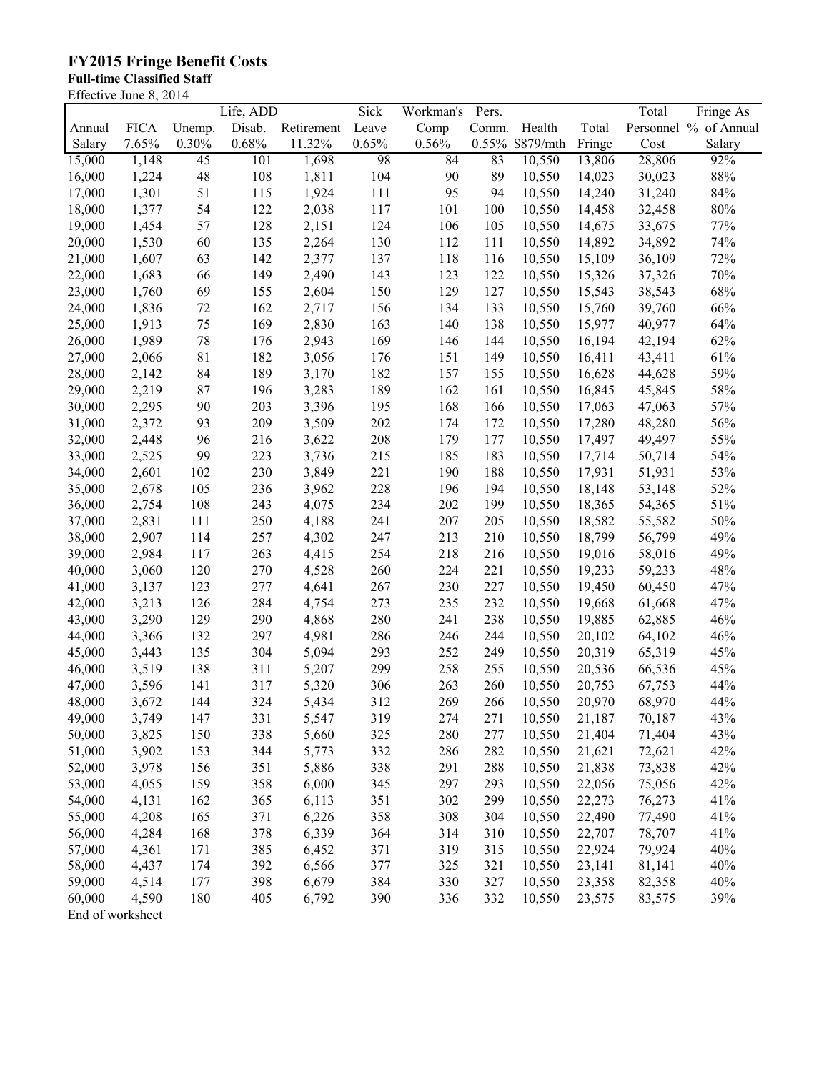# FY2015 Fringe Benefit Costs

**Full-time Classified Staff**

Effective June 8, 2014

| Annual Salary | FICA 7.65% | Unemp. 0.30% | Life, ADD Disab. 0.68% | Retirement 11.32% | Sick Leave 0.65% | Workman's Comp 0.56% | Pers. Comm. 0.55% | Health $879/mth | Total Fringe | Total Personnel Cost | Fringe As % of Annual Salary |
|---|---|---|---|---|---|---|---|---|---|---|---|
| 15,000 | 1,148 | 45 | 101 | 1,698 | 98 | 84 | 83 | 10,550 | 13,806 | 28,806 | 92% |
| 16,000 | 1,224 | 48 | 108 | 1,811 | 104 | 90 | 89 | 10,550 | 14,023 | 30,023 | 88% |
| 17,000 | 1,301 | 51 | 115 | 1,924 | 111 | 95 | 94 | 10,550 | 14,240 | 31,240 | 84% |
| 18,000 | 1,377 | 54 | 122 | 2,038 | 117 | 101 | 100 | 10,550 | 14,458 | 32,458 | 80% |
| 19,000 | 1,454 | 57 | 128 | 2,151 | 124 | 106 | 105 | 10,550 | 14,675 | 33,675 | 77% |
| 20,000 | 1,530 | 60 | 135 | 2,264 | 130 | 112 | 111 | 10,550 | 14,892 | 34,892 | 74% |
| 21,000 | 1,607 | 63 | 142 | 2,377 | 137 | 118 | 116 | 10,550 | 15,109 | 36,109 | 72% |
| 22,000 | 1,683 | 66 | 149 | 2,490 | 143 | 123 | 122 | 10,550 | 15,326 | 37,326 | 70% |
| 23,000 | 1,760 | 69 | 155 | 2,604 | 150 | 129 | 127 | 10,550 | 15,543 | 38,543 | 68% |
| 24,000 | 1,836 | 72 | 162 | 2,717 | 156 | 134 | 133 | 10,550 | 15,760 | 39,760 | 66% |
| 25,000 | 1,913 | 75 | 169 | 2,830 | 163 | 140 | 138 | 10,550 | 15,977 | 40,977 | 64% |
| 26,000 | 1,989 | 78 | 176 | 2,943 | 169 | 146 | 144 | 10,550 | 16,194 | 42,194 | 62% |
| 27,000 | 2,066 | 81 | 182 | 3,056 | 176 | 151 | 149 | 10,550 | 16,411 | 43,411 | 61% |
| 28,000 | 2,142 | 84 | 189 | 3,170 | 182 | 157 | 155 | 10,550 | 16,628 | 44,628 | 59% |
| 29,000 | 2,219 | 87 | 196 | 3,283 | 189 | 162 | 161 | 10,550 | 16,845 | 45,845 | 58% |
| 30,000 | 2,295 | 90 | 203 | 3,396 | 195 | 168 | 166 | 10,550 | 17,063 | 47,063 | 57% |
| 31,000 | 2,372 | 93 | 209 | 3,509 | 202 | 174 | 172 | 10,550 | 17,280 | 48,280 | 56% |
| 32,000 | 2,448 | 96 | 216 | 3,622 | 208 | 179 | 177 | 10,550 | 17,497 | 49,497 | 55% |
| 33,000 | 2,525 | 99 | 223 | 3,736 | 215 | 185 | 183 | 10,550 | 17,714 | 50,714 | 54% |
| 34,000 | 2,601 | 102 | 230 | 3,849 | 221 | 190 | 188 | 10,550 | 17,931 | 51,931 | 53% |
| 35,000 | 2,678 | 105 | 236 | 3,962 | 228 | 196 | 194 | 10,550 | 18,148 | 53,148 | 52% |
| 36,000 | 2,754 | 108 | 243 | 4,075 | 234 | 202 | 199 | 10,550 | 18,365 | 54,365 | 51% |
| 37,000 | 2,831 | 111 | 250 | 4,188 | 241 | 207 | 205 | 10,550 | 18,582 | 55,582 | 50% |
| 38,000 | 2,907 | 114 | 257 | 4,302 | 247 | 213 | 210 | 10,550 | 18,799 | 56,799 | 49% |
| 39,000 | 2,984 | 117 | 263 | 4,415 | 254 | 218 | 216 | 10,550 | 19,016 | 58,016 | 49% |
| 40,000 | 3,060 | 120 | 270 | 4,528 | 260 | 224 | 221 | 10,550 | 19,233 | 59,233 | 48% |
| 41,000 | 3,137 | 123 | 277 | 4,641 | 267 | 230 | 227 | 10,550 | 19,450 | 60,450 | 47% |
| 42,000 | 3,213 | 126 | 284 | 4,754 | 273 | 235 | 232 | 10,550 | 19,668 | 61,668 | 47% |
| 43,000 | 3,290 | 129 | 290 | 4,868 | 280 | 241 | 238 | 10,550 | 19,885 | 62,885 | 46% |
| 44,000 | 3,366 | 132 | 297 | 4,981 | 286 | 246 | 244 | 10,550 | 20,102 | 64,102 | 46% |
| 45,000 | 3,443 | 135 | 304 | 5,094 | 293 | 252 | 249 | 10,550 | 20,319 | 65,319 | 45% |
| 46,000 | 3,519 | 138 | 311 | 5,207 | 299 | 258 | 255 | 10,550 | 20,536 | 66,536 | 45% |
| 47,000 | 3,596 | 141 | 317 | 5,320 | 306 | 263 | 260 | 10,550 | 20,753 | 67,753 | 44% |
| 48,000 | 3,672 | 144 | 324 | 5,434 | 312 | 269 | 266 | 10,550 | 20,970 | 68,970 | 44% |
| 49,000 | 3,749 | 147 | 331 | 5,547 | 319 | 274 | 271 | 10,550 | 21,187 | 70,187 | 43% |
| 50,000 | 3,825 | 150 | 338 | 5,660 | 325 | 280 | 277 | 10,550 | 21,404 | 71,404 | 43% |
| 51,000 | 3,902 | 153 | 344 | 5,773 | 332 | 286 | 282 | 10,550 | 21,621 | 72,621 | 42% |
| 52,000 | 3,978 | 156 | 351 | 5,886 | 338 | 291 | 288 | 10,550 | 21,838 | 73,838 | 42% |
| 53,000 | 4,055 | 159 | 358 | 6,000 | 345 | 297 | 293 | 10,550 | 22,056 | 75,056 | 42% |
| 54,000 | 4,131 | 162 | 365 | 6,113 | 351 | 302 | 299 | 10,550 | 22,273 | 76,273 | 41% |
| 55,000 | 4,208 | 165 | 371 | 6,226 | 358 | 308 | 304 | 10,550 | 22,490 | 77,490 | 41% |
| 56,000 | 4,284 | 168 | 378 | 6,339 | 364 | 314 | 310 | 10,550 | 22,707 | 78,707 | 41% |
| 57,000 | 4,361 | 171 | 385 | 6,452 | 371 | 319 | 315 | 10,550 | 22,924 | 79,924 | 40% |
| 58,000 | 4,437 | 174 | 392 | 6,566 | 377 | 325 | 321 | 10,550 | 23,141 | 81,141 | 40% |
| 59,000 | 4,514 | 177 | 398 | 6,679 | 384 | 330 | 327 | 10,550 | 23,358 | 82,358 | 40% |
| 60,000 | 4,590 | 180 | 405 | 6,792 | 390 | 336 | 332 | 10,550 | 23,575 | 83,575 | 39% |

End of worksheet